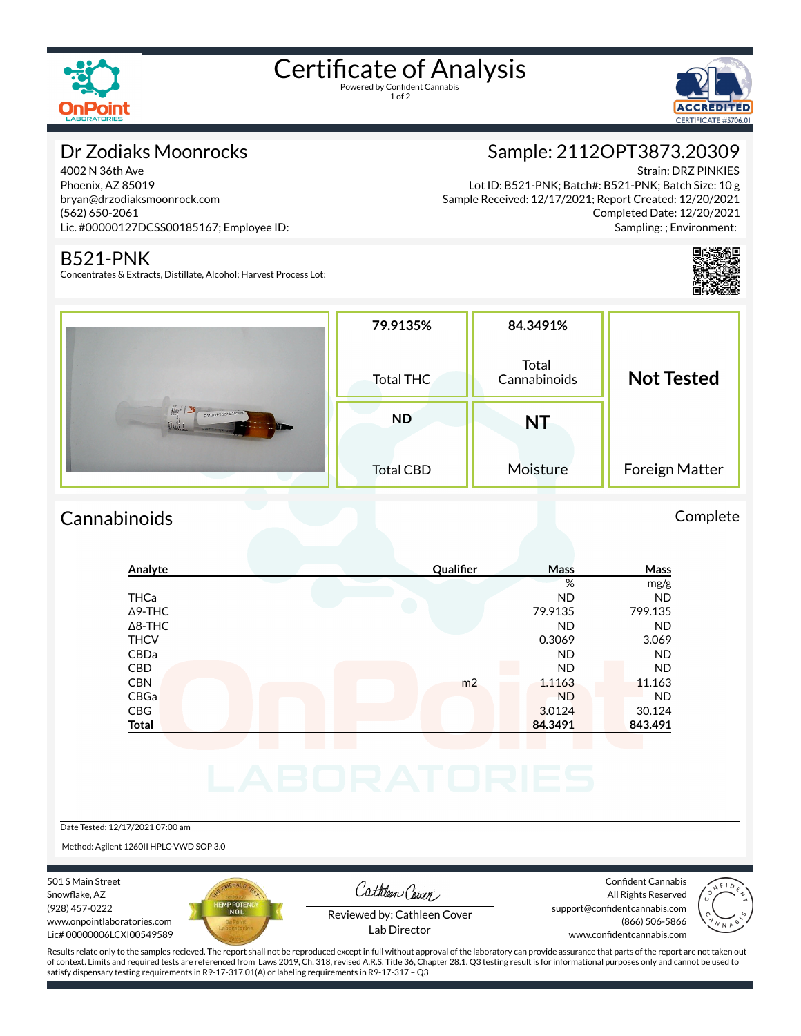# Certificate of Analysis

Powered by Confident Cannabis

## Dr Zodiaks Moonrocks

4002 N 36th Ave
Phoenix, AZ 85019
bryan@drzodiaksmoonrock.com
(562) 650-2061
Lic. #00000127DCSS00185167; Employee ID:

## Sample: 2112OPT3873.20309

Strain: DRZ PINKIES
Lot ID: B521-PNK; Batch#: B521-PNK; Batch Size: 10 g
Sample Received: 12/17/2021; Report Created: 12/20/2021
Completed Date: 12/20/2021
Sampling: ; Environment:

## B521-PNK

Concentrates & Extracts, Distillate, Alcohol; Harvest Process Lot:

| 79.9135% | 84.3491% | Not Tested |
|---|---|---|
| Total THC | Total Cannabinoids | Foreign Matter |
| **ND** | **NT** | |
| Total CBD | Moisture | |

## Cannabinoids

Complete

| Analyte | Qualifier | Mass | Mass |
|---|---|---|---|
| | | % | mg/g |
| THCa | | ND | ND |
| Δ9-THC | | 79.9135 | 799.135 |
| Δ8-THC | | ND | ND |
| THCV | | 0.3069 | 3.069 |
| CBDa | | ND | ND |
| CBD | | ND | ND |
| CBN | m2 | 1.1163 | 11.163 |
| CBGa | | ND | ND |
| CBG | | 3.0124 | 30.124 |
| **Total** | | **84.3491** | **843.491** |

Date Tested: 12/17/2021 07:00 am

Method: Agilent 1260II HPLC-VWD SOP 3.0

501 S Main Street
Snowflake, AZ
(928) 457-0222
www.onpointlaboratories.com
Lic# 00000006LCXI00549589

Reviewed by: Cathleen Cover
Lab Director

Confident Cannabis
All Rights Reserved
support@confidentcannabis.com
(866) 506-5866
www.confidentcannabis.com

Results relate only to the samples recieved. The report shall not be reproduced except in full without approval of the laboratory can provide assurance that parts of the report are not taken out of context. Limits and required tests are referenced from Laws 2019, Ch. 318, revised A.R.S. Title 36, Chapter 28.1. Q3 testing result is for informational purposes only and cannot be used to satisfy dispensary testing requirements in R9-17-317.01(A) or labeling requirements in R9-17-317 – Q3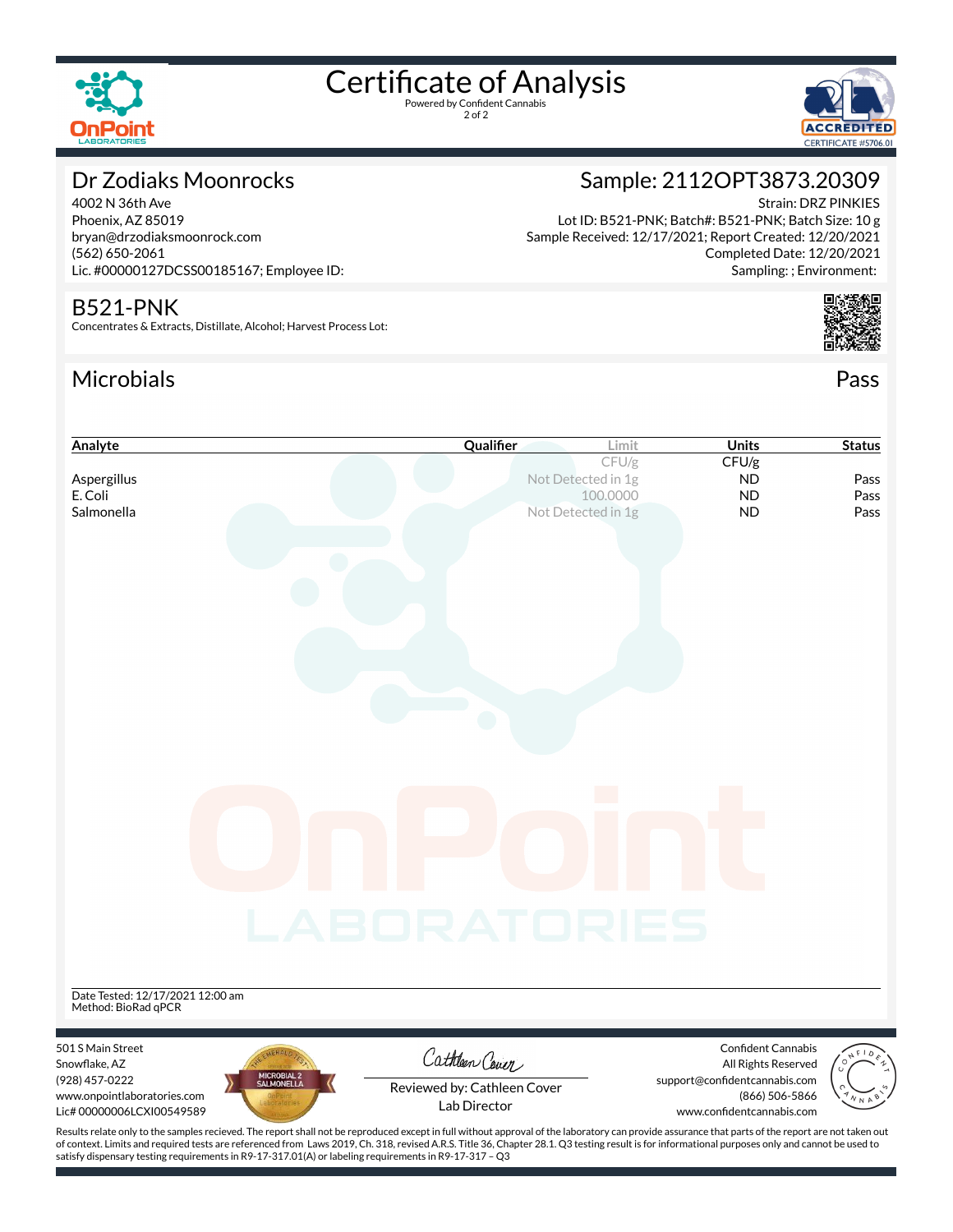# Certificate of Analysis

Powered by Confident Cannabis

## Dr Zodiaks Moonrocks

4002 N 36th Ave
Phoenix, AZ 85019
bryan@drzodiaksmoonrock.com
(562) 650-2061
Lic. #00000127DCSS00185167; Employee ID:

## Sample: 2112OPT3873.20309

Strain: DRZ PINKIES
Lot ID: B521-PNK; Batch#: B521-PNK; Batch Size: 10 g
Sample Received: 12/17/2021; Report Created: 12/20/2021
Completed Date: 12/20/2021
Sampling: ; Environment:

## B521-PNK

Concentrates & Extracts, Distillate, Alcohol; Harvest Process Lot:

## Microbials

Pass

| Analyte | Qualifier | Limit | Units | Status |
|---|---|---|---|---|
| | | CFU/g | CFU/g | |
| Aspergillus | | Not Detected in 1g | ND | Pass |
| E. Coli | | 100.0000 | ND | Pass |
| Salmonella | | Not Detected in 1g | ND | Pass |

Date Tested: 12/17/2021 12:00 am
Method: BioRad qPCR

501 S Main Street
Snowflake, AZ
(928) 457-0222
www.onpointlaboratories.com
Lic# 00000006LCXI00549589

Reviewed by: Cathleen Cover
Lab Director

Confident Cannabis
All Rights Reserved
support@confidentcannabis.com
(866) 506-5866
www.confidentcannabis.com

Results relate only to the samples recieved. The report shall not be reproduced except in full without approval of the laboratory can provide assurance that parts of the report are not taken out of context. Limits and required tests are referenced from Laws 2019, Ch. 318, revised A.R.S. Title 36, Chapter 28.1. Q3 testing result is for informational purposes only and cannot be used to satisfy dispensary testing requirements in R9-17-317.01(A) or labeling requirements in R9-17-317 – Q3